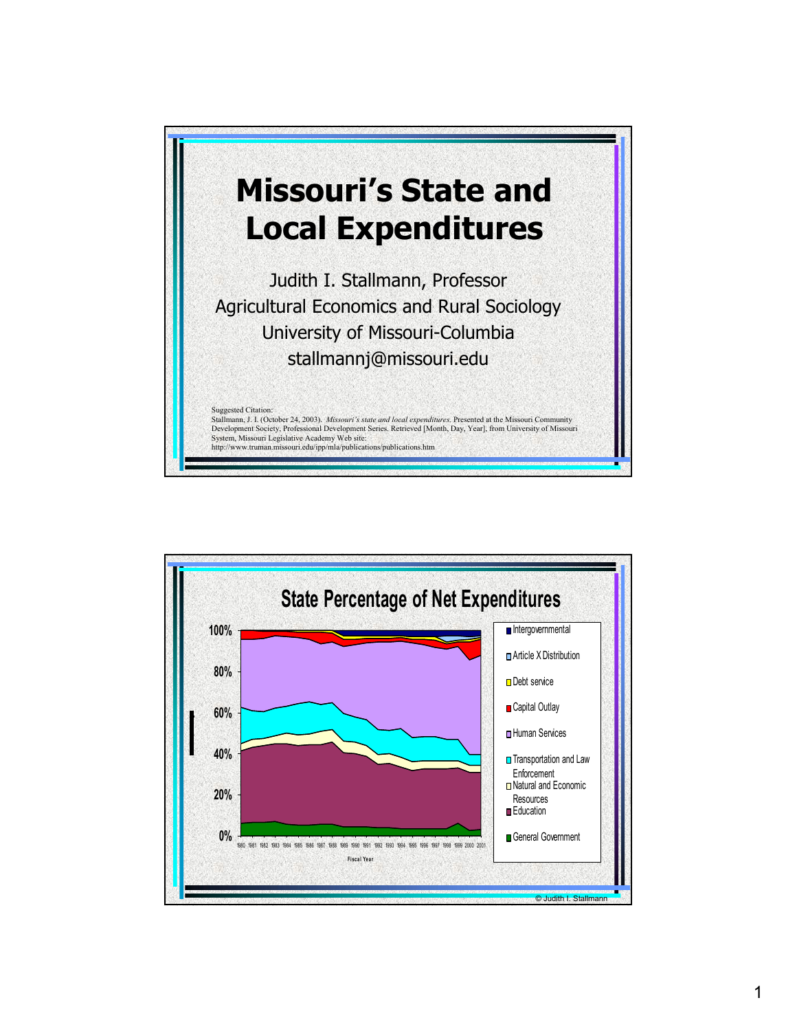# Missouri's State and Local Expenditures

Judith I. Stallmann, Professor
Agricultural Economics and Rural Sociology
University of Missouri-Columbia
stallmannj@missouri.edu

Suggested Citation:
Stallmann, J. I. (October 24, 2003). *Missouri's state and local expenditures.* Presented at the Missouri Community Development Society, Professional Development Series. Retrieved [Month, Day, Year], from University of Missouri System, Missouri Legislative Academy Web site: http://www.truman.missouri.edu/ipp/mla/publications/publications.htm

## State Percentage of Net Expenditures

100%
80%
60%
40%
20%
0%

1980 1981 1982 1983 1984 1985 1986 1987 1988 1989 1990 1991 1992 1993 1994 1995 1996 1997 1998 1999 2000 2001

Fiscal Year

- Intergovernmental
- Article X Distribution
- Debt service
- Capital Outlay
- Human Services
- Transportation and Law Enforcement
- Natural and Economic Resources
- Education
- General Government

© Judith I. Stallmann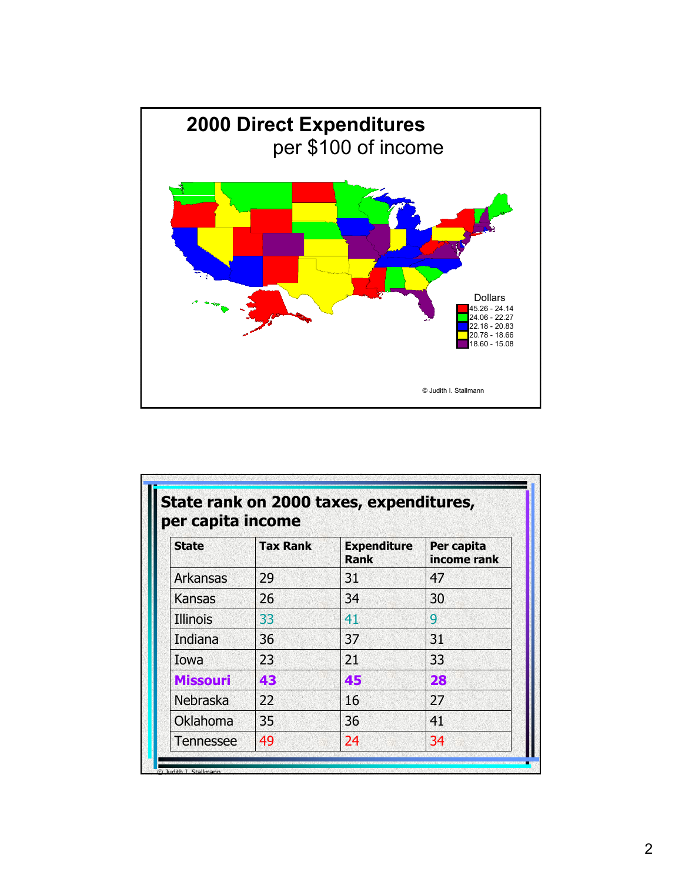## 2000 Direct Expenditures
per $100 of income

Dollars
- 45.26 - 24.14
- 24.06 - 22.27
- 22.18 - 20.83
- 20.78 - 18.66
- 18.60 - 15.08

© Judith I. Stallmann

## State rank on 2000 taxes, expenditures, per capita income

| State | Tax Rank | Expenditure Rank | Per capita income rank |
|---|---|---|---|
| Arkansas | 29 | 31 | 47 |
| Kansas | 26 | 34 | 30 |
| Illinois | 33 | 41 | 9 |
| Indiana | 36 | 37 | 31 |
| Iowa | 23 | 21 | 33 |
| **Missouri** | **43** | **45** | **28** |
| Nebraska | 22 | 16 | 27 |
| Oklahoma | 35 | 36 | 41 |
| Tennessee | 49 | 24 | 34 |

© Judith I. Stallmann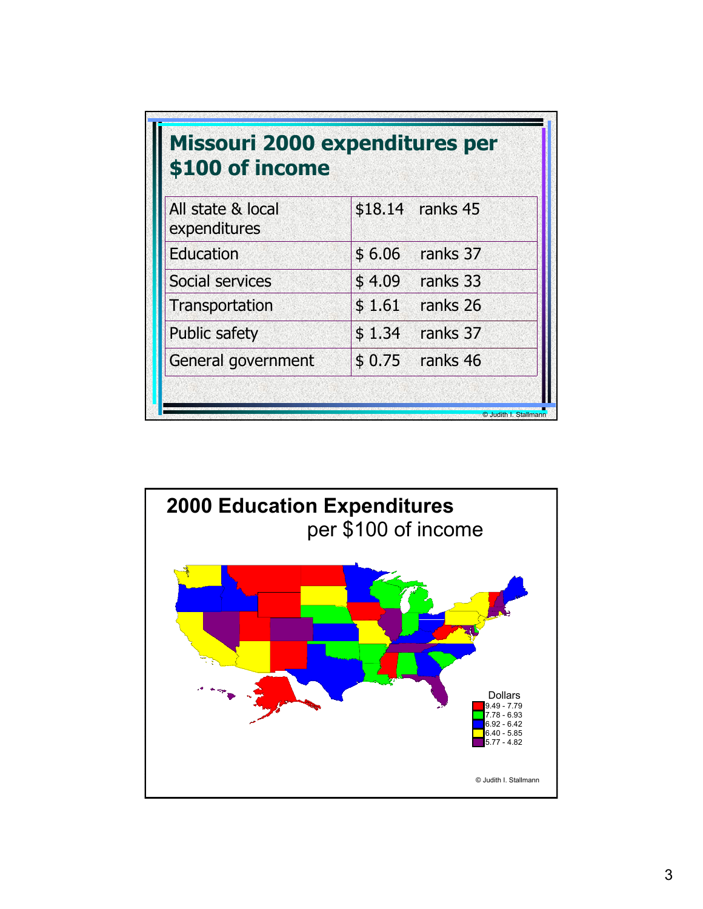## Missouri 2000 expenditures per $100 of income

| All state & local expenditures | $18.14 ranks 45 |
|---|---|
| Education | $ 6.06 ranks 37 |
| Social services | $ 4.09 ranks 33 |
| Transportation | $ 1.61 ranks 26 |
| Public safety | $ 1.34 ranks 37 |
| General government | $ 0.75 ranks 46 |

© Judith I. Stallmann

## 2000 Education Expenditures per $100 of income

Dollars
- 9.49 - 7.79
- 7.78 - 6.93
- 6.92 - 6.42
- 6.40 - 5.85
- 5.77 - 4.82

© Judith I. Stallmann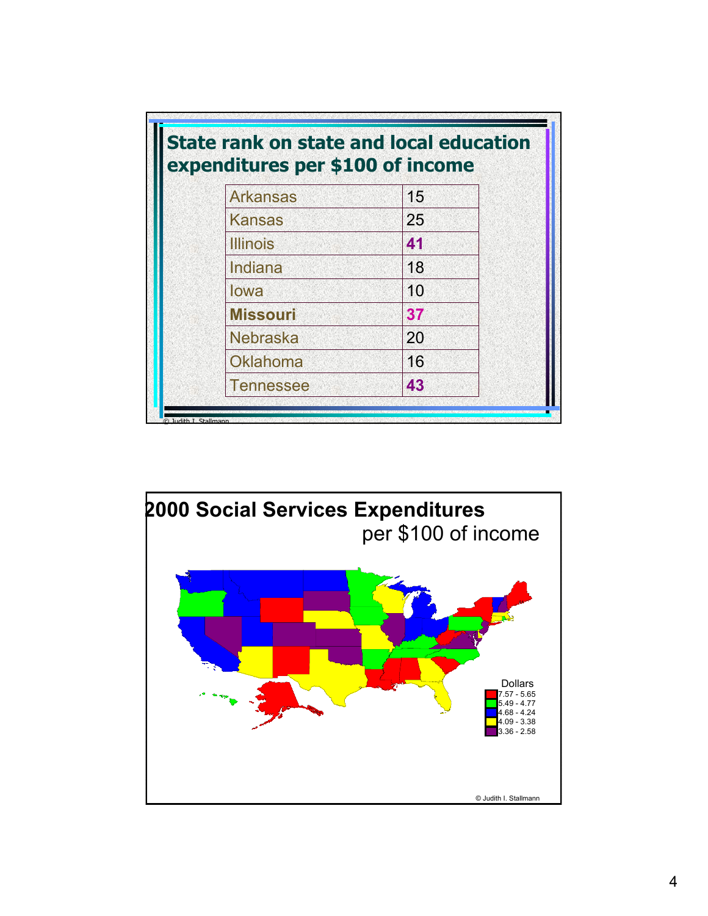## State rank on state and local education expenditures per $100 of income

| State | Rank |
| --- | --- |
| Arkansas | 15 |
| Kansas | 25 |
| Illinois | **41** |
| Indiana | 18 |
| Iowa | 10 |
| **Missouri** | **37** |
| Nebraska | 20 |
| Oklahoma | 16 |
| Tennessee | **43** |

© Judith I. Stallmann

## 2000 Social Services Expenditures

per $100 of income

Dollars
- 7.57 - 5.65
- 5.49 - 4.77
- 4.68 - 4.24
- 4.09 - 3.38
- 3.36 - 2.58

© Judith I. Stallmann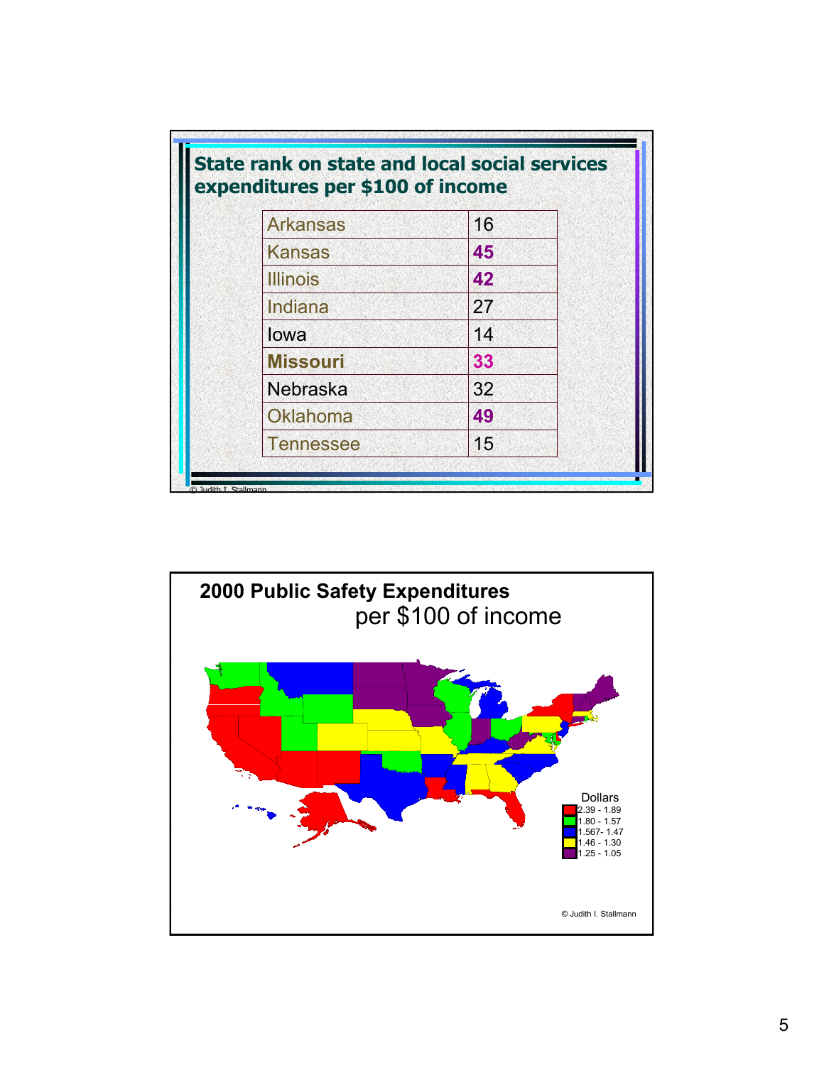## State rank on state and local social services expenditures per $100 of income

| State | Rank |
|---|---|
| Arkansas | 16 |
| Kansas | **45** |
| Illinois | **42** |
| Indiana | 27 |
| Iowa | 14 |
| **Missouri** | **33** |
| Nebraska | 32 |
| Oklahoma | **49** |
| Tennessee | 15 |

© Judith I. Stallmann

## 2000 Public Safety Expenditures per $100 of income

Dollars
- 2.39 - 1.89
- 1.80 - 1.57
- 1.567- 1.47
- 1.46 - 1.30
- 1.25 - 1.05

© Judith I. Stallmann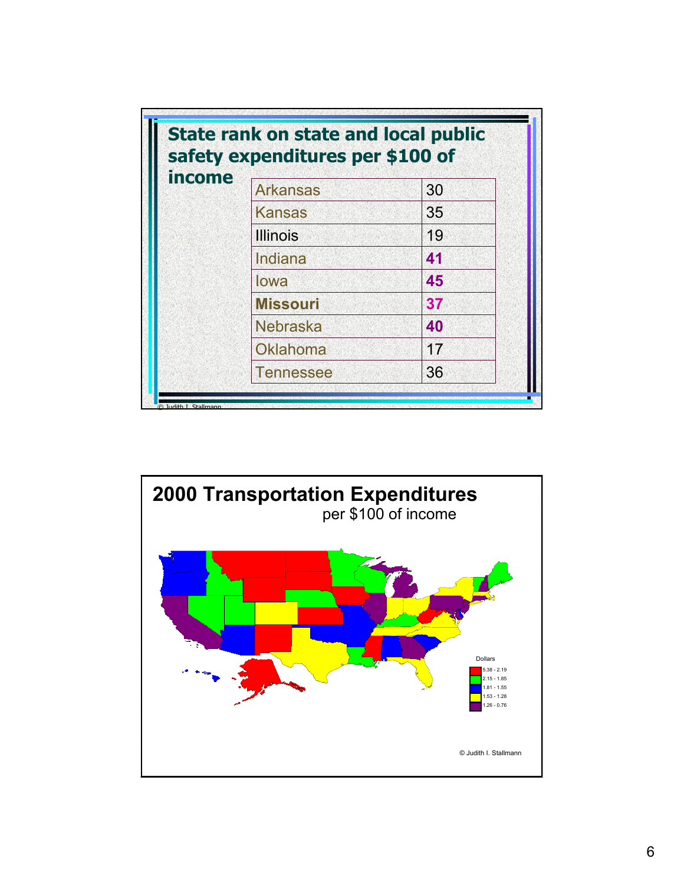## State rank on state and local public safety expenditures per $100 of income

| State | Rank |
| --- | --- |
| Arkansas | 30 |
| Kansas | 35 |
| Illinois | 19 |
| Indiana | **41** |
| Iowa | **45** |
| **Missouri** | **37** |
| Nebraska | **40** |
| Oklahoma | 17 |
| Tennessee | 36 |

© Judith I. Stallmann

## 2000 Transportation Expenditures

per $100 of income

Dollars

- 5.38 - 2.19
- 2.15 - 1.85
- 1.81 - 1.55
- 1.53 - 1.28
- 1.26 - 0.76

© Judith I. Stallmann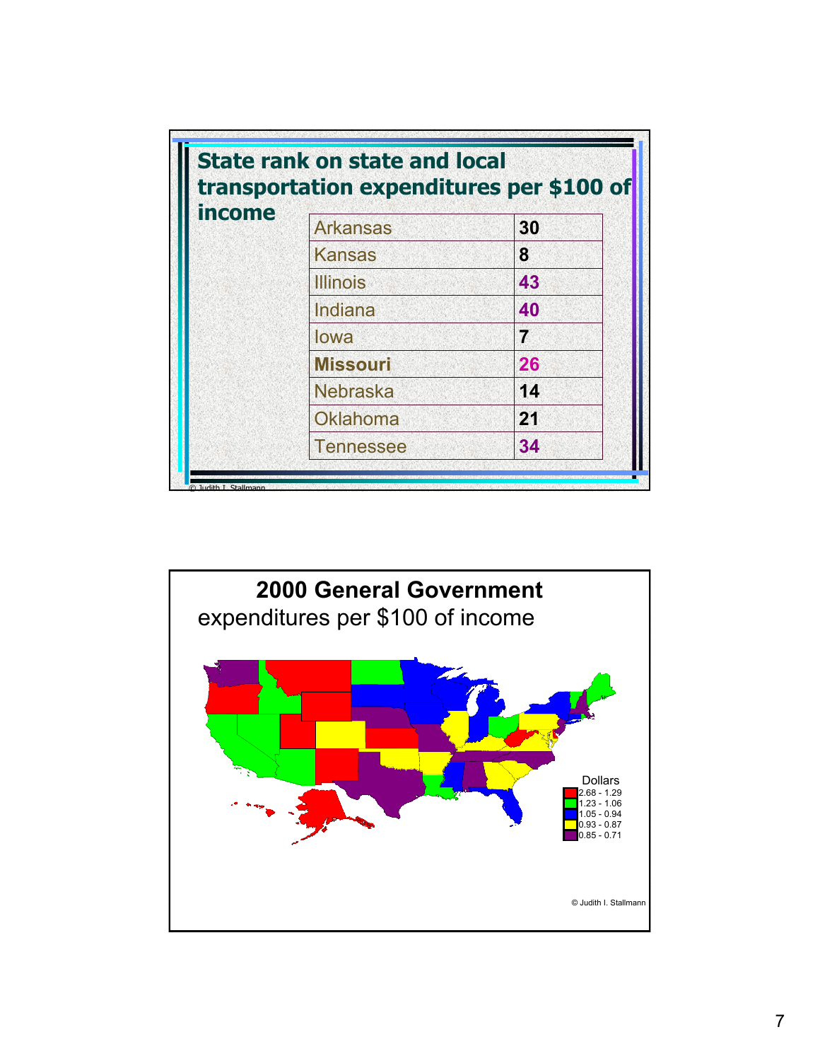## State rank on state and local transportation expenditures per $100 of income

| State | Rank |
|---|---|
| Arkansas | 30 |
| Kansas | 8 |
| Illinois | 43 |
| Indiana | 40 |
| Iowa | 7 |
| **Missouri** | 26 |
| Nebraska | 14 |
| Oklahoma | 21 |
| Tennessee | 34 |

© Judith I. Stallmann

## 2000 General Government expenditures per $100 of income

Dollars

- 2.68 - 1.29
- 1.23 - 1.06
- 1.05 - 0.94
- 0.93 - 0.87
- 0.85 - 0.71

© Judith I. Stallmann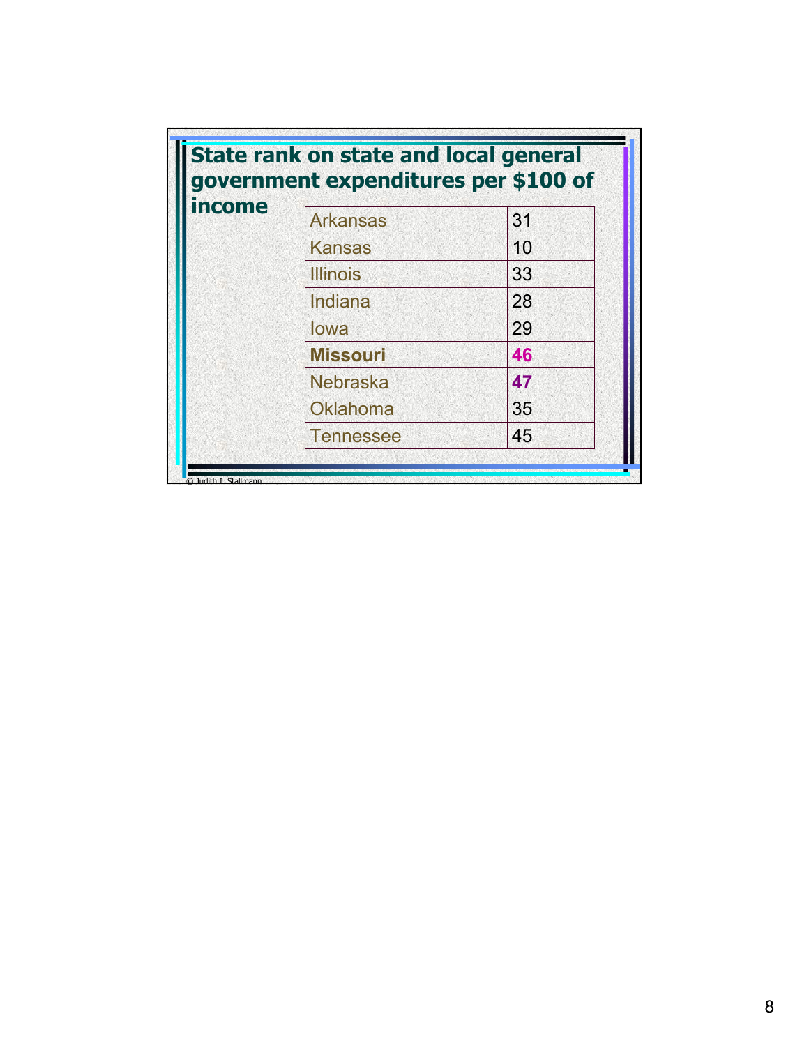## State rank on state and local general government expenditures per $100 of income

| | |
|---|---|
| Arkansas | 31 |
| Kansas | 10 |
| Illinois | 33 |
| Indiana | 28 |
| Iowa | 29 |
| **Missouri** | **46** |
| Nebraska | **47** |
| Oklahoma | 35 |
| Tennessee | 45 |

© Judith I. Stallmann